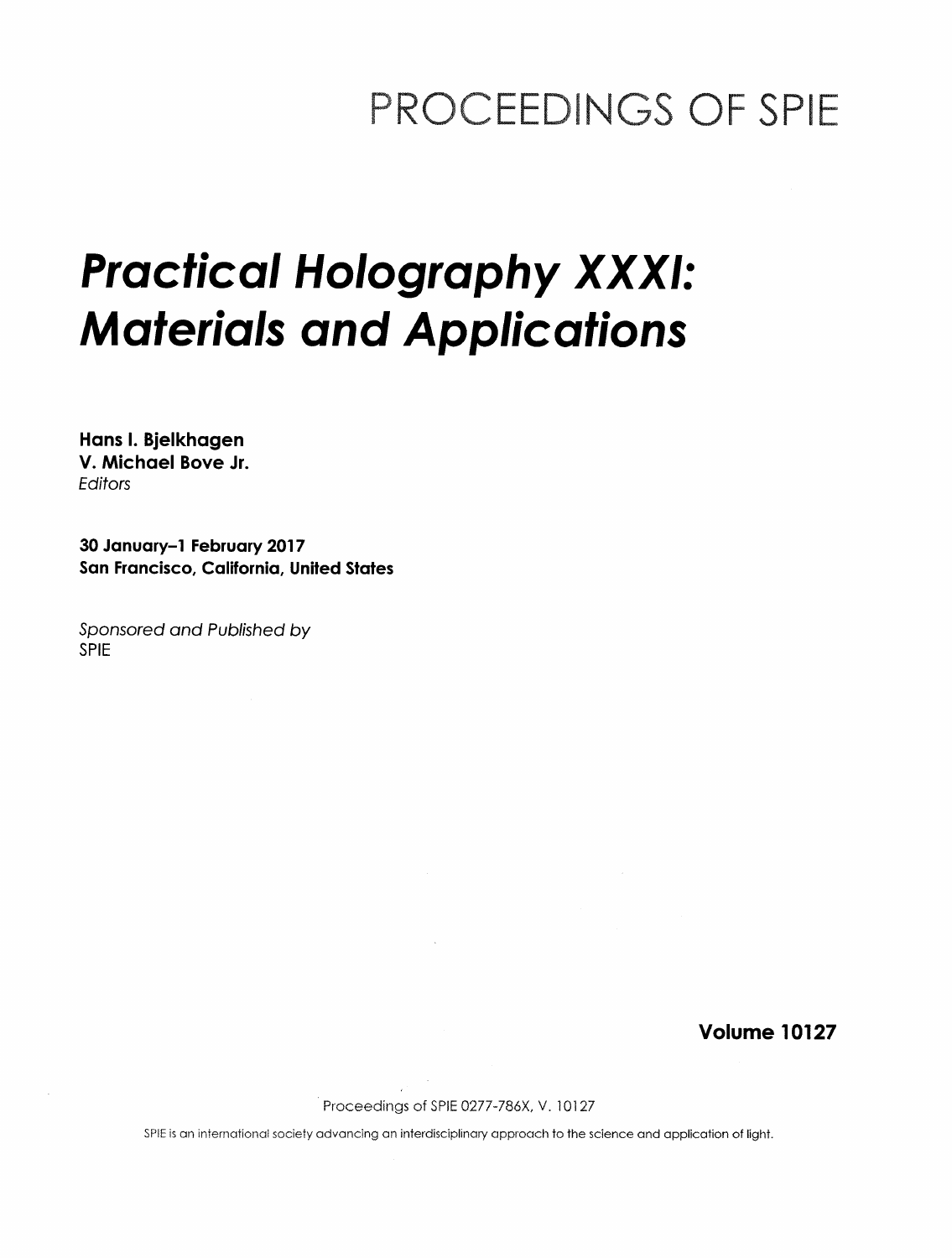# PROCEEDINGS OF SPIE

# *Practical Holography XXXI: Materials and Applications*

**Hans I. Bjelkhagen**
**V. Michael Bove Jr.**
*Editors*

**30 January–1 February 2017**
**San Francisco, California, United States**

*Sponsored and Published by*
SPIE

**Volume 10127**

Proceedings of SPIE 0277-786X, V. 10127

SPIE is an international society advancing an interdisciplinary approach to the science and application of light.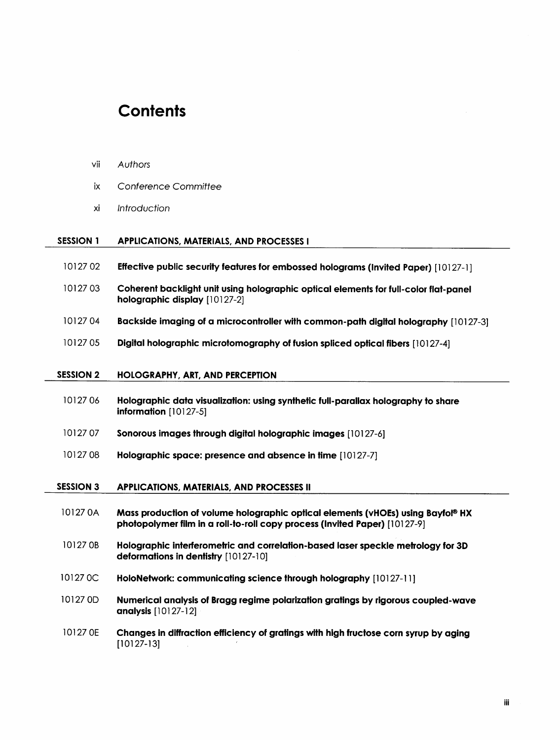# Contents

vii *Authors*

ix *Conference Committee*

xi *Introduction*

## SESSION 1 APPLICATIONS, MATERIALS, AND PROCESSES I

10127 02 **Effective public security features for embossed holograms (Invited Paper)** [10127-1]

10127 03 **Coherent backlight unit using holographic optical elements for full-color flat-panel holographic display** [10127-2]

10127 04 **Backside imaging of a microcontroller with common-path digital holography** [10127-3]

10127 05 **Digital holographic microtomography of fusion spliced optical fibers** [10127-4]

## SESSION 2 HOLOGRAPHY, ART, AND PERCEPTION

10127 06 **Holographic data visualization: using synthetic full-parallax holography to share information** [10127-5]

10127 07 **Sonorous images through digital holographic images** [10127-6]

10127 08 **Holographic space: presence and absence in time** [10127-7]

## SESSION 3 APPLICATIONS, MATERIALS, AND PROCESSES II

10127 0A **Mass production of volume holographic optical elements (vHOEs) using Bayfol® HX photopolymer film in a roll-to-roll copy process (Invited Paper)** [10127-9]

10127 0B **Holographic interferometric and correlation-based laser speckle metrology for 3D deformations in dentistry** [10127-10]

10127 0C **HoloNetwork: communicating science through holography** [10127-11]

10127 0D **Numerical analysis of Bragg regime polarization gratings by rigorous coupled-wave analysis** [10127-12]

10127 0E **Changes in diffraction efficiency of gratings with high fructose corn syrup by aging** [10127-13]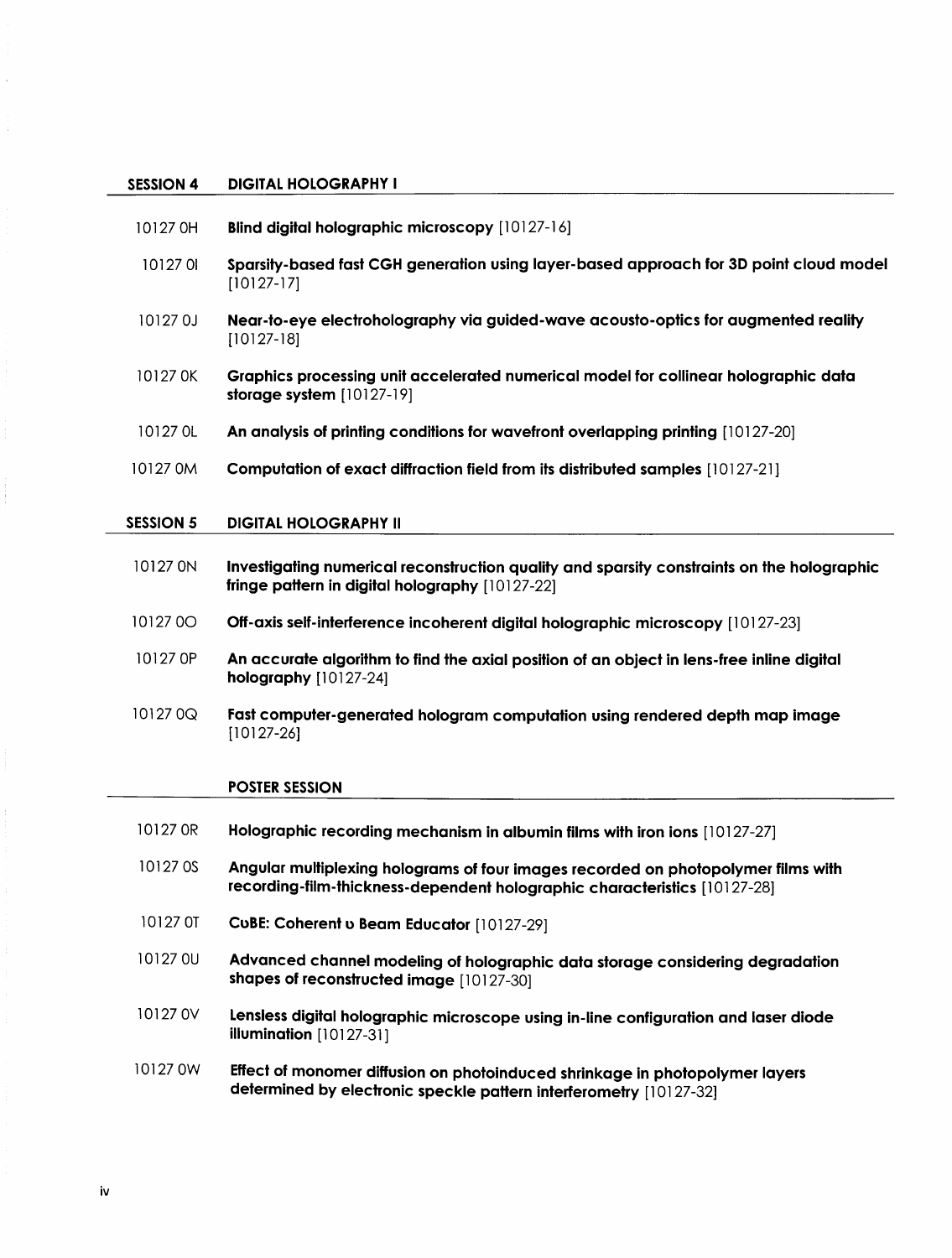## SESSION 4 DIGITAL HOLOGRAPHY I

10127 0H **Blind digital holographic microscopy** [10127-16]

10127 0I **Sparsity-based fast CGH generation using layer-based approach for 3D point cloud model** [10127-17]

10127 0J **Near-to-eye electroholography via guided-wave acousto-optics for augmented reality** [10127-18]

10127 0K **Graphics processing unit accelerated numerical model for collinear holographic data storage system** [10127-19]

10127 0L **An analysis of printing conditions for wavefront overlapping printing** [10127-20]

10127 0M **Computation of exact diffraction field from its distributed samples** [10127-21]

## SESSION 5 DIGITAL HOLOGRAPHY II

10127 0N **Investigating numerical reconstruction quality and sparsity constraints on the holographic fringe pattern in digital holography** [10127-22]

10127 0O **Off-axis self-interference incoherent digital holographic microscopy** [10127-23]

10127 0P **An accurate algorithm to find the axial position of an object in lens-free inline digital holography** [10127-24]

10127 0Q **Fast computer-generated hologram computation using rendered depth map image** [10127-26]

## POSTER SESSION

10127 0R **Holographic recording mechanism in albumin films with iron ions** [10127-27]

10127 0S **Angular multiplexing holograms of four images recorded on photopolymer films with recording-film-thickness-dependent holographic characteristics** [10127-28]

10127 0T **CυBE: Coherent υ Beam Educator** [10127-29]

10127 0U **Advanced channel modeling of holographic data storage considering degradation shapes of reconstructed image** [10127-30]

10127 0V **Lensless digital holographic microscope using in-line configuration and laser diode illumination** [10127-31]

10127 0W **Effect of monomer diffusion on photoinduced shrinkage in photopolymer layers determined by electronic speckle pattern interferometry** [10127-32]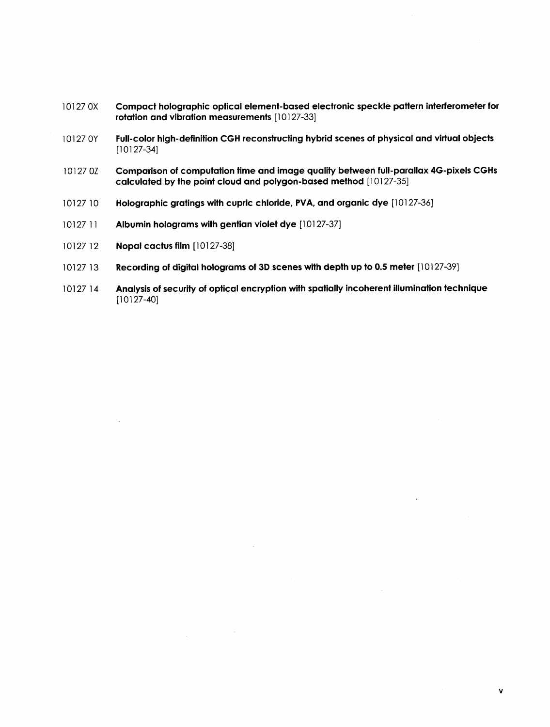10127 0X **Compact holographic optical element-based electronic speckle pattern interferometer for rotation and vibration measurements** [10127-33]

10127 0Y **Full-color high-definition CGH reconstructing hybrid scenes of physical and virtual objects** [10127-34]

10127 0Z **Comparison of computation time and image quality between full-parallax 4G-pixels CGHs calculated by the point cloud and polygon-based method** [10127-35]

10127 10 **Holographic gratings with cupric chloride, PVA, and organic dye** [10127-36]

10127 11 **Albumin holograms with gentian violet dye** [10127-37]

10127 12 **Nopal cactus film** [10127-38]

10127 13 **Recording of digital holograms of 3D scenes with depth up to 0.5 meter** [10127-39]

10127 14 **Analysis of security of optical encryption with spatially incoherent illumination technique** [10127-40]